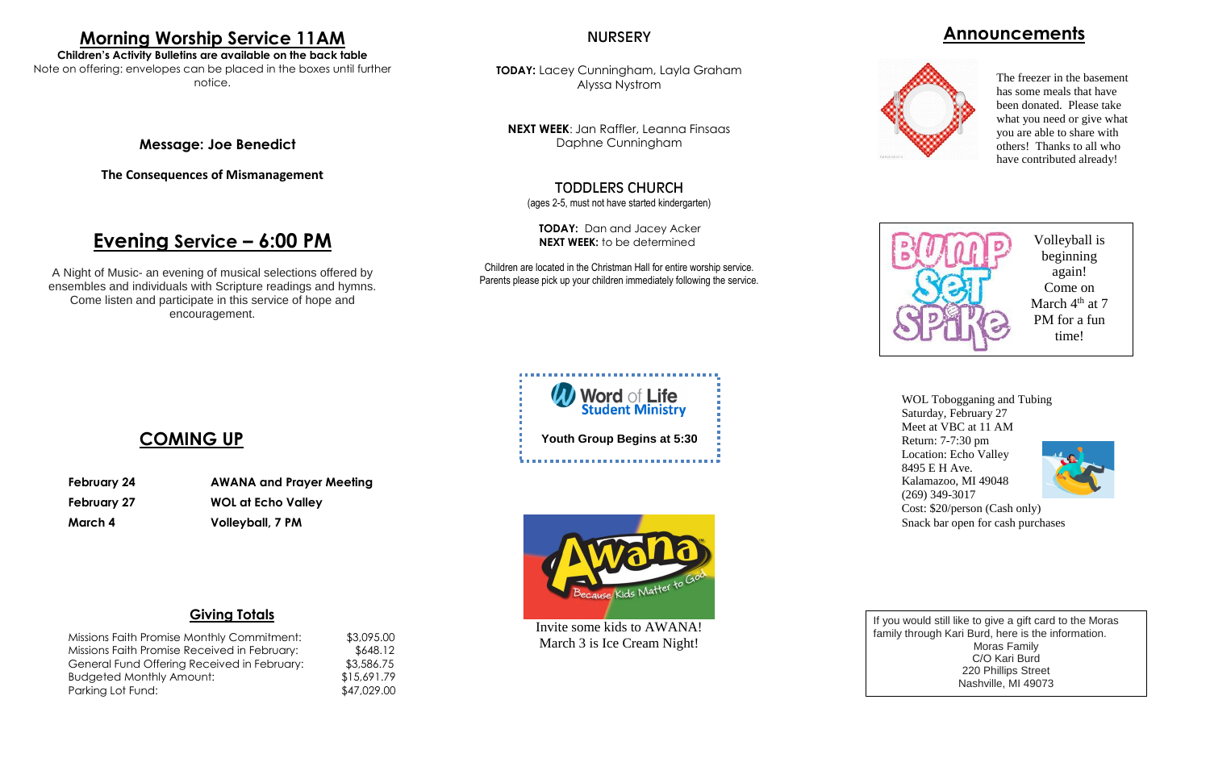# Morning Worship Service 11AM

**Children's Activity Bulletins are available on the back table**

Note on offering: envelopes can be placed in the boxes until further notice.

**Message: Joe Benedict**

**The Consequences of Mismanagement**

# Evening Service – 6:00 PM

A Night of Music- an evening of musical selections offered by ensembles and individuals with Scripture readings and hymns. Come listen and participate in this service of hope and encouragement.

## COMING UP

| | |
|---|---|
| **February 24** | **AWANA and Prayer Meeting** |
| **February 27** | **WOL at Echo Valley** |
| **March 4** | **Volleyball, 7 PM** |

### Giving Totals

| | |
|---|---|
| Missions Faith Promise Monthly Commitment: | $3,095.00 |
| Missions Faith Promise Received in February: | $648.12 |
| General Fund Offering Received in February: | $3,586.75 |
| Budgeted Monthly Amount: | $15,691.79 |
| Parking Lot Fund: | $47,029.00 |

## NURSERY

**TODAY:** Lacey Cunningham, Layla Graham Alyssa Nystrom

**NEXT WEEK**: Jan Raffler, Leanna Finsaas Daphne Cunningham

## TODDLERS CHURCH

(ages 2-5, must not have started kindergarten)

**TODAY:** Dan and Jacey Acker
**NEXT WEEK:** to be determined

Children are located in the Christman Hall for entire worship service. Parents please pick up your children immediately following the service.

Word of Life Student Ministry

**Youth Group Begins at 5:30**

Invite some kids to AWANA!
March 3 is Ice Cream Night!

# Announcements

The freezer in the basement has some meals that have been donated. Please take what you need or give what you are able to share with others! Thanks to all who have contributed already!

BUMP SET SPIKE

Volleyball is beginning again! Come on March 4th at 7 PM for a fun time!

WOL Tobogganing and Tubing
Saturday, February 27
Meet at VBC at 11 AM
Return: 7-7:30 pm
Location: Echo Valley
8495 E H Ave.
Kalamazoo, MI 49048
(269) 349-3017
Cost: $20/person (Cash only)
Snack bar open for cash purchases

If you would still like to give a gift card to the Moras family through Kari Burd, here is the information.

Moras Family
C/O Kari Burd
220 Phillips Street
Nashville, MI 49073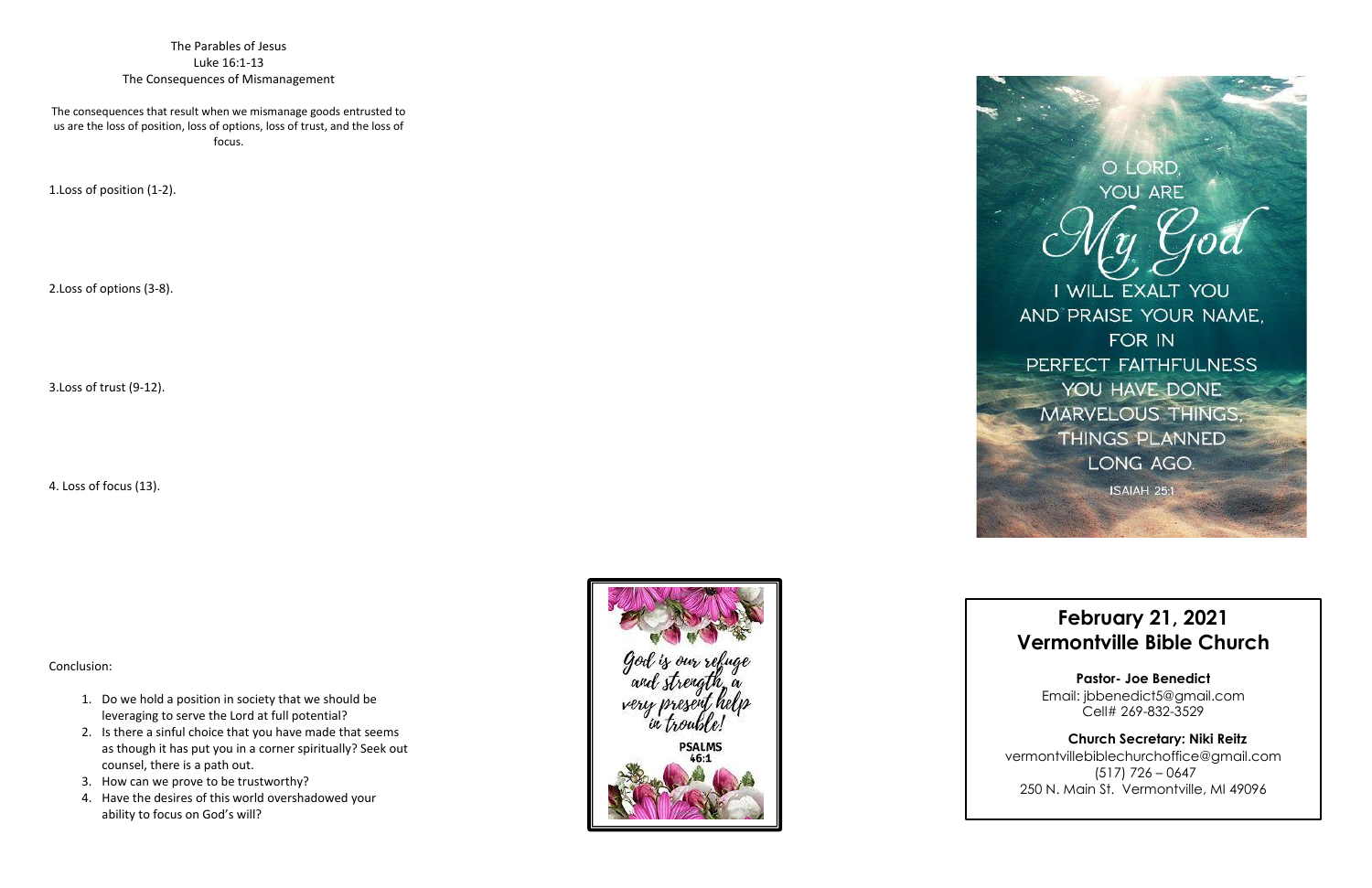The Parables of Jesus
Luke 16:1-13
The Consequences of Mismanagement

The consequences that result when we mismanage goods entrusted to us are the loss of position, loss of options, loss of trust, and the loss of focus.

1.Loss of position (1-2).

2.Loss of options (3-8).

3.Loss of trust (9-12).

4. Loss of focus (13).

Conclusion:

1. Do we hold a position in society that we should be leveraging to serve the Lord at full potential?
2. Is there a sinful choice that you have made that seems as though it has put you in a corner spiritually? Seek out counsel, there is a path out.
3. How can we prove to be trustworthy?
4. Have the desires of this world overshadowed your ability to focus on God's will?

God is our refuge and strength, a very present help in trouble!

PSALMS 46:1

O LORD, YOU ARE My God I WILL EXALT YOU AND PRAISE YOUR NAME, FOR IN PERFECT FAITHFULNESS YOU HAVE DONE MARVELOUS THINGS, THINGS PLANNED LONG AGO.

ISAIAH 25:1

## February 21, 2021
## Vermontville Bible Church

**Pastor- Joe Benedict**
Email: jbbenedict5@gmail.com
Cell# 269-832-3529

**Church Secretary: Niki Reitz**
vermontvillebiblechurchoffice@gmail.com
(517) 726 – 0647
250 N. Main St. Vermontville, MI 49096